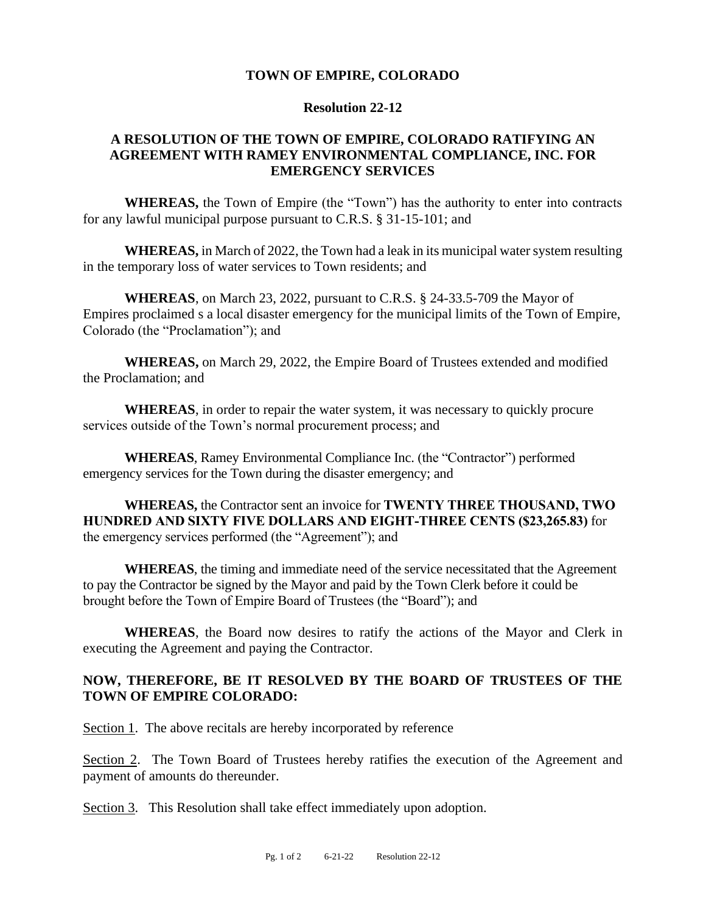# TOWN OF EMPIRE, COLORADO

## Resolution 22-12

## A RESOLUTION OF THE TOWN OF EMPIRE, COLORADO RATIFYING AN AGREEMENT WITH RAMEY ENVIRONMENTAL COMPLIANCE, INC. FOR EMERGENCY SERVICES

**WHEREAS,** the Town of Empire (the "Town") has the authority to enter into contracts for any lawful municipal purpose pursuant to C.R.S. § 31-15-101; and

**WHEREAS,** in March of 2022, the Town had a leak in its municipal water system resulting in the temporary loss of water services to Town residents; and

**WHEREAS**, on March 23, 2022, pursuant to C.R.S. § 24-33.5-709 the Mayor of Empires proclaimed s a local disaster emergency for the municipal limits of the Town of Empire, Colorado (the "Proclamation"); and

**WHEREAS,** on March 29, 2022, the Empire Board of Trustees extended and modified the Proclamation; and

**WHEREAS**, in order to repair the water system, it was necessary to quickly procure services outside of the Town's normal procurement process; and

**WHEREAS**, Ramey Environmental Compliance Inc. (the "Contractor") performed emergency services for the Town during the disaster emergency; and

**WHEREAS,** the Contractor sent an invoice for **TWENTY THREE THOUSAND, TWO HUNDRED AND SIXTY FIVE DOLLARS AND EIGHT-THREE CENTS ($23,265.83)** for the emergency services performed (the "Agreement"); and

**WHEREAS**, the timing and immediate need of the service necessitated that the Agreement to pay the Contractor be signed by the Mayor and paid by the Town Clerk before it could be brought before the Town of Empire Board of Trustees (the "Board"); and

**WHEREAS**, the Board now desires to ratify the actions of the Mayor and Clerk in executing the Agreement and paying the Contractor.

**NOW, THEREFORE, BE IT RESOLVED BY THE BOARD OF TRUSTEES OF THE TOWN OF EMPIRE COLORADO:**

Section 1. The above recitals are hereby incorporated by reference

Section 2. The Town Board of Trustees hereby ratifies the execution of the Agreement and payment of amounts do thereunder.

Section 3. This Resolution shall take effect immediately upon adoption.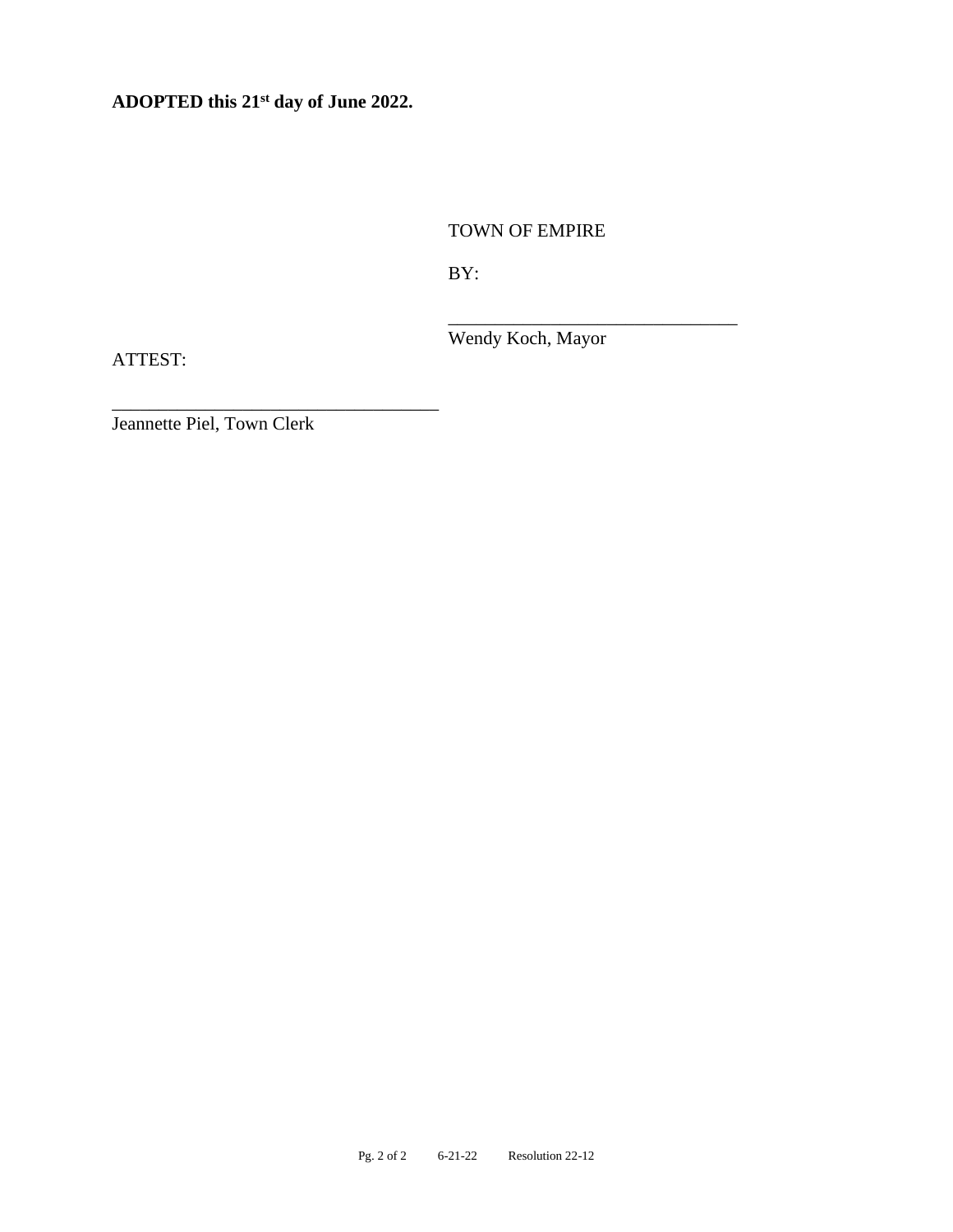**ADOPTED this 21st day of June 2022.**

TOWN OF EMPIRE

BY:

\_\_\_\_\_\_\_\_\_\_\_\_\_\_\_\_\_\_\_\_\_\_\_\_\_\_\_\_\_\_\_\_

Wendy Koch, Mayor

ATTEST:

\_\_\_\_\_\_\_\_\_\_\_\_\_\_\_\_\_\_\_\_\_\_\_\_\_\_\_\_\_\_\_\_\_\_\_\_

Jeannette Piel, Town Clerk